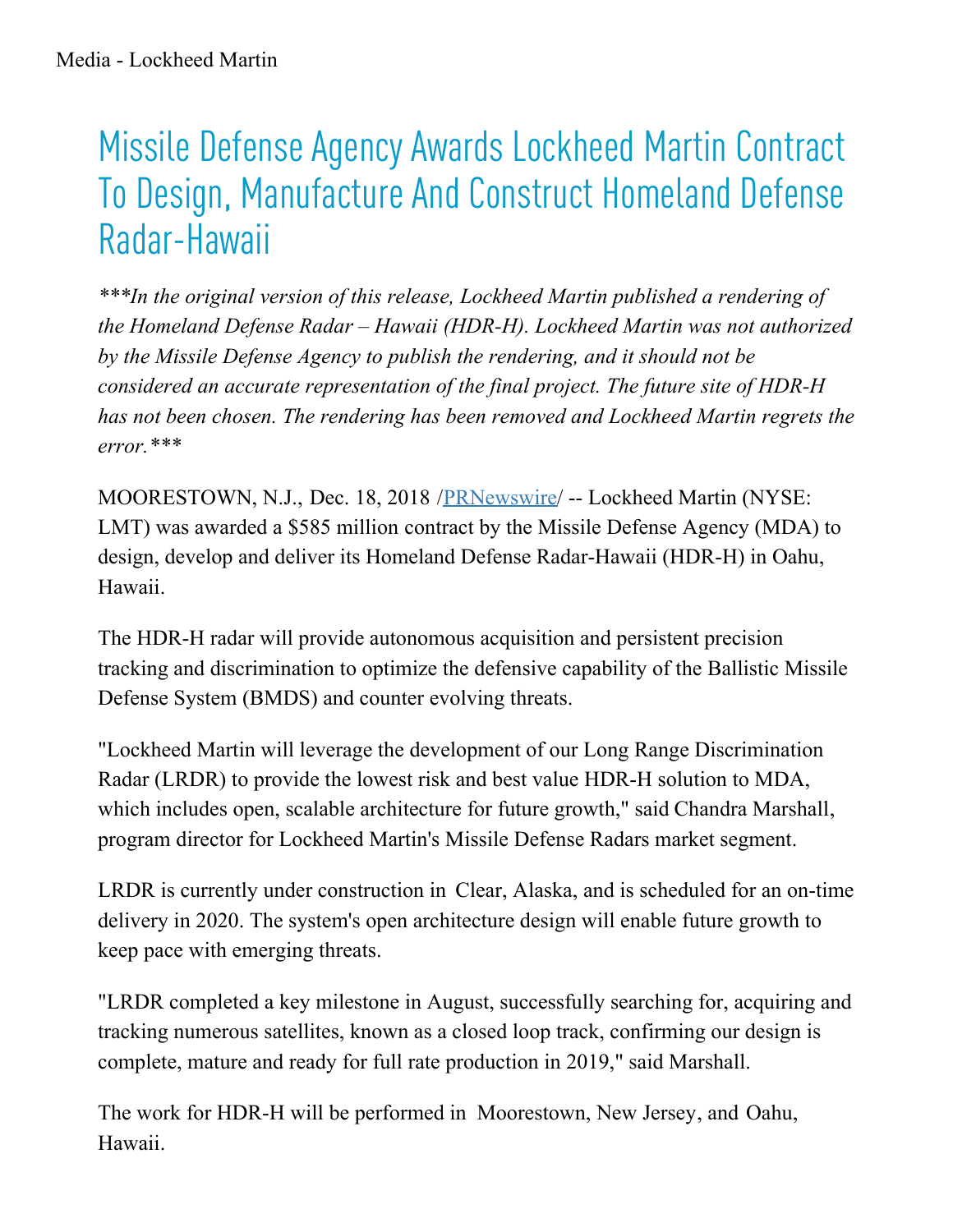Media - Lockheed Martin

# Missile Defense Agency Awards Lockheed Martin Contract To Design, Manufacture And Construct Homeland Defense Radar-Hawaii

****In the original version of this release, Lockheed Martin published a rendering of the Homeland Defense Radar – Hawaii (HDR-H). Lockheed Martin was not authorized by the Missile Defense Agency to publish the rendering, and it should not be considered an accurate representation of the final project. The future site of HDR-H has not been chosen. The rendering has been removed and Lockheed Martin regrets the error.****

MOORESTOWN, N.J., Dec. 18, 2018 /PRNewswire/ -- Lockheed Martin (NYSE: LMT) was awarded a $585 million contract by the Missile Defense Agency (MDA) to design, develop and deliver its Homeland Defense Radar-Hawaii (HDR-H) in Oahu, Hawaii.

The HDR-H radar will provide autonomous acquisition and persistent precision tracking and discrimination to optimize the defensive capability of the Ballistic Missile Defense System (BMDS) and counter evolving threats.

"Lockheed Martin will leverage the development of our Long Range Discrimination Radar (LRDR) to provide the lowest risk and best value HDR-H solution to MDA, which includes open, scalable architecture for future growth," said Chandra Marshall, program director for Lockheed Martin's Missile Defense Radars market segment.

LRDR is currently under construction in Clear, Alaska, and is scheduled for an on-time delivery in 2020. The system's open architecture design will enable future growth to keep pace with emerging threats.

"LRDR completed a key milestone in August, successfully searching for, acquiring and tracking numerous satellites, known as a closed loop track, confirming our design is complete, mature and ready for full rate production in 2019," said Marshall.

The work for HDR-H will be performed in Moorestown, New Jersey, and Oahu, Hawaii.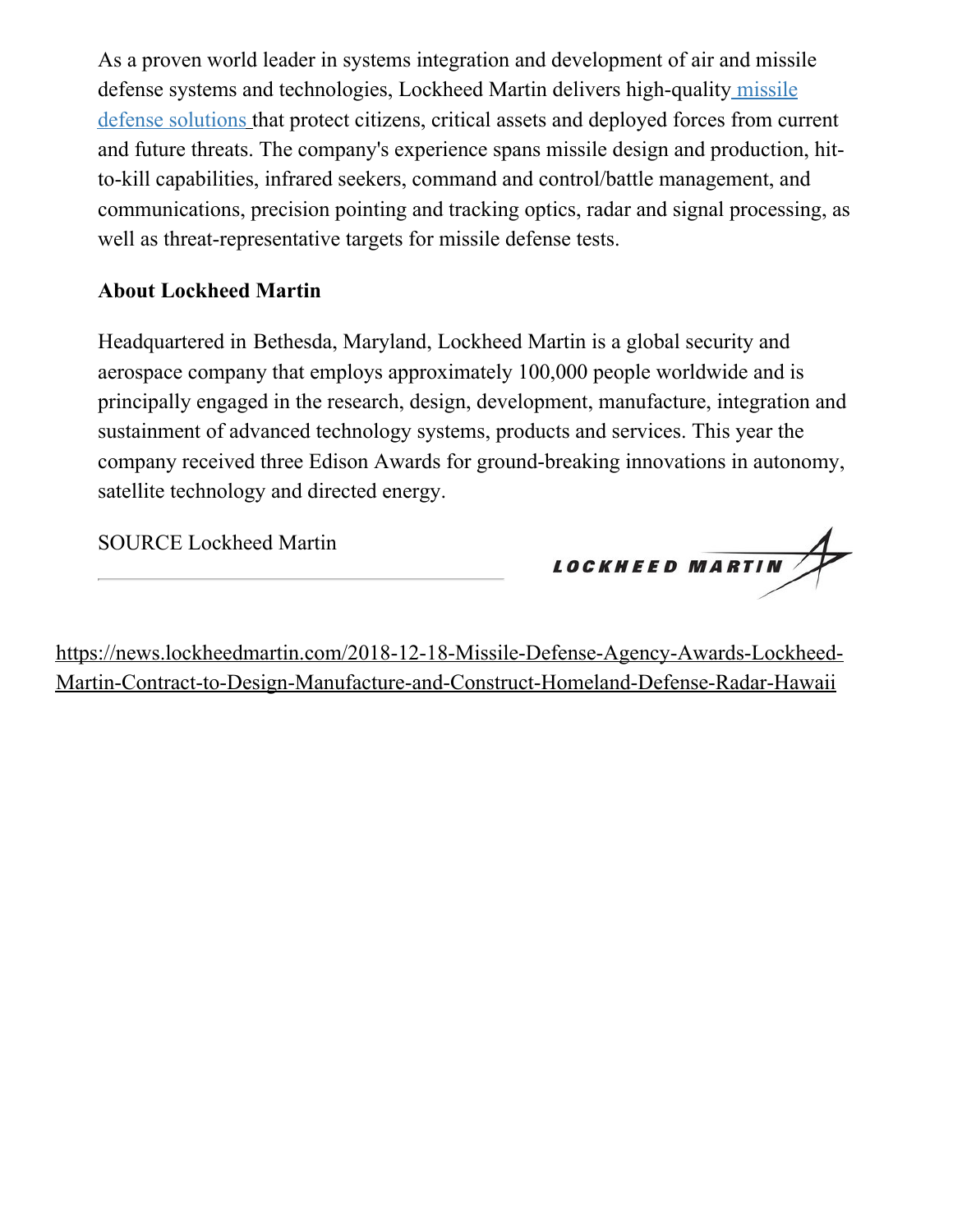As a proven world leader in systems integration and development of air and missile defense systems and technologies, Lockheed Martin delivers high-quality missile defense solutions that protect citizens, critical assets and deployed forces from current and future threats. The company's experience spans missile design and production, hit-to-kill capabilities, infrared seekers, command and control/battle management, and communications, precision pointing and tracking optics, radar and signal processing, as well as threat-representative targets for missile defense tests.

**About Lockheed Martin**

Headquartered in Bethesda, Maryland, Lockheed Martin is a global security and aerospace company that employs approximately 100,000 people worldwide and is principally engaged in the research, design, development, manufacture, integration and sustainment of advanced technology systems, products and services. This year the company received three Edison Awards for ground-breaking innovations in autonomy, satellite technology and directed energy.

SOURCE Lockheed Martin

LOCKHEED MARTIN

https://news.lockheedmartin.com/2018-12-18-Missile-Defense-Agency-Awards-Lockheed-Martin-Contract-to-Design-Manufacture-and-Construct-Homeland-Defense-Radar-Hawaii